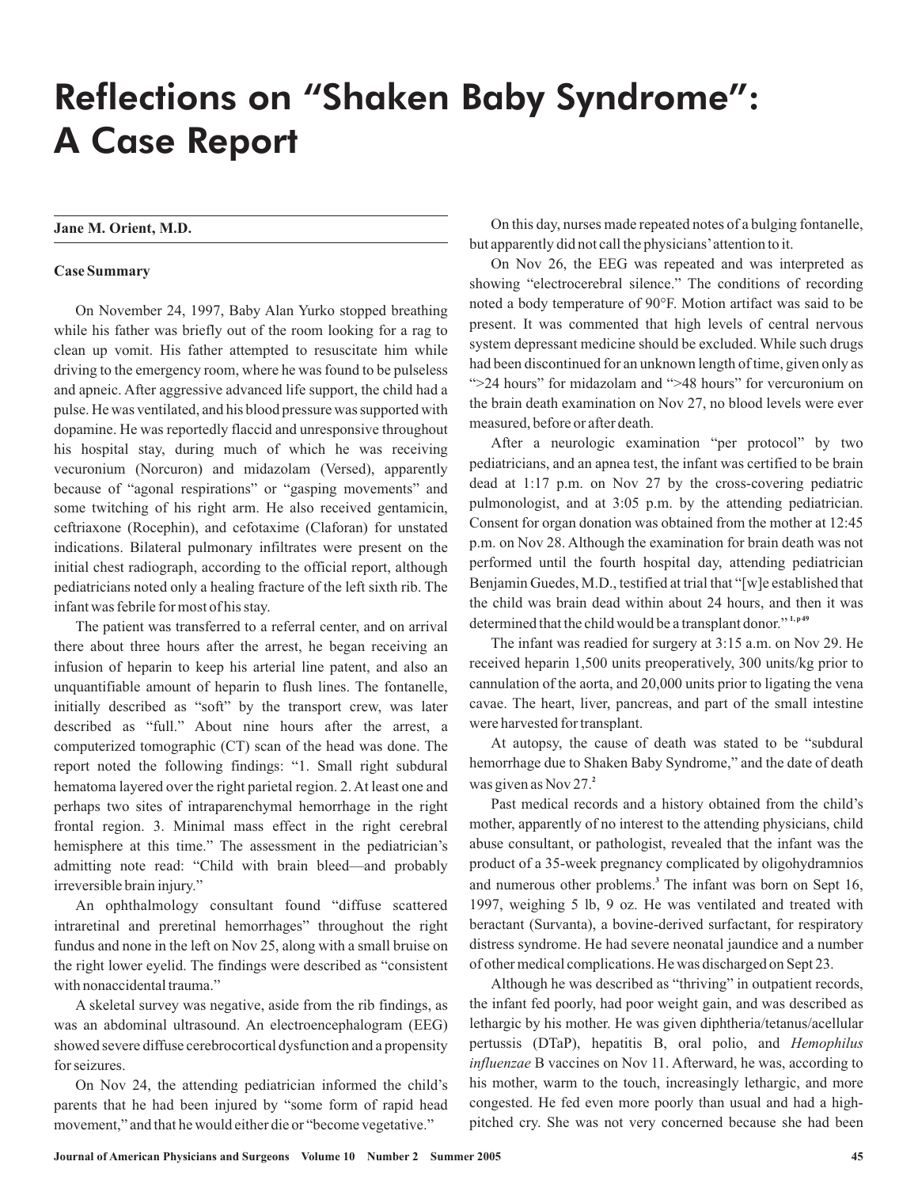# Reflections on "Shaken Baby Syndrome": A Case Report

**Jane M. Orient, M.D.**

### Case Summary

On November 24, 1997, Baby Alan Yurko stopped breathing while his father was briefly out of the room looking for a rag to clean up vomit. His father attempted to resuscitate him while driving to the emergency room, where he was found to be pulseless and apneic. After aggressive advanced life support, the child had a pulse. He was ventilated, and his blood pressure was supported with dopamine. He was reportedly flaccid and unresponsive throughout his hospital stay, during much of which he was receiving vecuronium (Norcuron) and midazolam (Versed), apparently because of "agonal respirations" or "gasping movements" and some twitching of his right arm. He also received gentamicin, ceftriaxone (Rocephin), and cefotaxime (Claforan) for unstated indications. Bilateral pulmonary infiltrates were present on the initial chest radiograph, according to the official report, although pediatricians noted only a healing fracture of the left sixth rib. The infant was febrile for most of his stay.

The patient was transferred to a referral center, and on arrival there about three hours after the arrest, he began receiving an infusion of heparin to keep his arterial line patent, and also an unquantifiable amount of heparin to flush lines. The fontanelle, initially described as "soft" by the transport crew, was later described as "full." About nine hours after the arrest, a computerized tomographic (CT) scan of the head was done. The report noted the following findings: "1. Small right subdural hematoma layered over the right parietal region. 2. At least one and perhaps two sites of intraparenchymal hemorrhage in the right frontal region. 3. Minimal mass effect in the right cerebral hemisphere at this time." The assessment in the pediatrician's admitting note read: "Child with brain bleed—and probably irreversible brain injury."

An ophthalmology consultant found "diffuse scattered intraretinal and preretinal hemorrhages" throughout the right fundus and none in the left on Nov 25, along with a small bruise on the right lower eyelid. The findings were described as "consistent with nonaccidental trauma."

A skeletal survey was negative, aside from the rib findings, as was an abdominal ultrasound. An electroencephalogram (EEG) showed severe diffuse cerebrocortical dysfunction and a propensity for seizures.

On Nov 24, the attending pediatrician informed the child's parents that he had been injured by "some form of rapid head movement," and that he would either die or "become vegetative."

On this day, nurses made repeated notes of a bulging fontanelle, but apparently did not call the physicians' attention to it.

On Nov 26, the EEG was repeated and was interpreted as showing "electrocerebral silence." The conditions of recording noted a body temperature of 90°F. Motion artifact was said to be present. It was commented that high levels of central nervous system depressant medicine should be excluded. While such drugs had been discontinued for an unknown length of time, given only as ">24 hours" for midazolam and ">48 hours" for vercuronium on the brain death examination on Nov 27, no blood levels were ever measured, before or after death.

After a neurologic examination "per protocol" by two pediatricians, and an apnea test, the infant was certified to be brain dead at 1:17 p.m. on Nov 27 by the cross-covering pediatric pulmonologist, and at 3:05 p.m. by the attending pediatrician. Consent for organ donation was obtained from the mother at 12:45 p.m. on Nov 28. Although the examination for brain death was not performed until the fourth hospital day, attending pediatrician Benjamin Guedes, M.D., testified at trial that "[w]e established that the child was brain dead within about 24 hours, and then it was determined that the child would be a transplant donor."[1, p49]

The infant was readied for surgery at 3:15 a.m. on Nov 29. He received heparin 1,500 units preoperatively, 300 units/kg prior to cannulation of the aorta, and 20,000 units prior to ligating the vena cavae. The heart, liver, pancreas, and part of the small intestine were harvested for transplant.

At autopsy, the cause of death was stated to be "subdural hemorrhage due to Shaken Baby Syndrome," and the date of death was given as Nov 27.[2]

Past medical records and a history obtained from the child's mother, apparently of no interest to the attending physicians, child abuse consultant, or pathologist, revealed that the infant was the product of a 35-week pregnancy complicated by oligohydramnios and numerous other problems.[3] The infant was born on Sept 16, 1997, weighing 5 lb, 9 oz. He was ventilated and treated with beractant (Survanta), a bovine-derived surfactant, for respiratory distress syndrome. He had severe neonatal jaundice and a number of other medical complications. He was discharged on Sept 23.

Although he was described as "thriving" in outpatient records, the infant fed poorly, had poor weight gain, and was described as lethargic by his mother. He was given diphtheria/tetanus/acellular pertussis (DTaP), hepatitis B, oral polio, and *Hemophilus influenzae* B vaccines on Nov 11. Afterward, he was, according to his mother, warm to the touch, increasingly lethargic, and more congested. He fed even more poorly than usual and had a high-pitched cry. She was not very concerned because she had been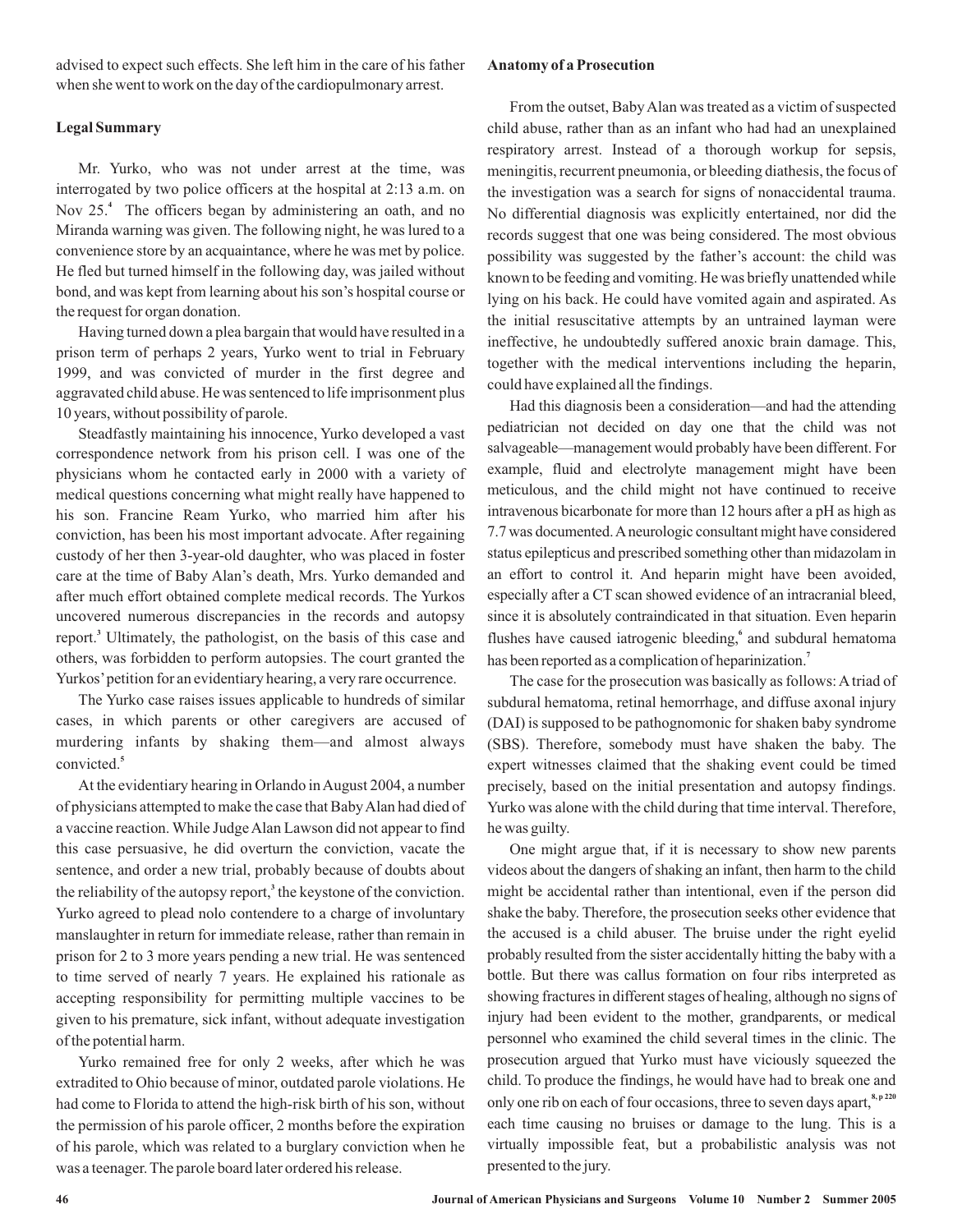advised to expect such effects. She left him in the care of his father when she went to work on the day of the cardiopulmonary arrest.

## Legal Summary

Mr. Yurko, who was not under arrest at the time, was interrogated by two police officers at the hospital at 2:13 a.m. on Nov 25.[4] The officers began by administering an oath, and no Miranda warning was given. The following night, he was lured to a convenience store by an acquaintance, where he was met by police. He fled but turned himself in the following day, was jailed without bond, and was kept from learning about his son's hospital course or the request for organ donation.

Having turned down a plea bargain that would have resulted in a prison term of perhaps 2 years, Yurko went to trial in February 1999, and was convicted of murder in the first degree and aggravated child abuse. He was sentenced to life imprisonment plus 10 years, without possibility of parole.

Steadfastly maintaining his innocence, Yurko developed a vast correspondence network from his prison cell. I was one of the physicians whom he contacted early in 2000 with a variety of medical questions concerning what might really have happened to his son. Francine Ream Yurko, who married him after his conviction, has been his most important advocate. After regaining custody of her then 3-year-old daughter, who was placed in foster care at the time of Baby Alan's death, Mrs. Yurko demanded and after much effort obtained complete medical records. The Yurkos uncovered numerous discrepancies in the records and autopsy report.[3] Ultimately, the pathologist, on the basis of this case and others, was forbidden to perform autopsies. The court granted the Yurkos' petition for an evidentiary hearing, a very rare occurrence.

The Yurko case raises issues applicable to hundreds of similar cases, in which parents or other caregivers are accused of murdering infants by shaking them—and almost always convicted.[5]

At the evidentiary hearing in Orlando in August 2004, a number of physicians attempted to make the case that Baby Alan had died of a vaccine reaction. While Judge Alan Lawson did not appear to find this case persuasive, he did overturn the conviction, vacate the sentence, and order a new trial, probably because of doubts about the reliability of the autopsy report,[3] the keystone of the conviction. Yurko agreed to plead nolo contendere to a charge of involuntary manslaughter in return for immediate release, rather than remain in prison for 2 to 3 more years pending a new trial. He was sentenced to time served of nearly 7 years. He explained his rationale as accepting responsibility for permitting multiple vaccines to be given to his premature, sick infant, without adequate investigation of the potential harm.

Yurko remained free for only 2 weeks, after which he was extradited to Ohio because of minor, outdated parole violations. He had come to Florida to attend the high-risk birth of his son, without the permission of his parole officer, 2 months before the expiration of his parole, which was related to a burglary conviction when he was a teenager. The parole board later ordered his release.

## Anatomy of a Prosecution

From the outset, Baby Alan was treated as a victim of suspected child abuse, rather than as an infant who had had an unexplained respiratory arrest. Instead of a thorough workup for sepsis, meningitis, recurrent pneumonia, or bleeding diathesis, the focus of the investigation was a search for signs of nonaccidental trauma. No differential diagnosis was explicitly entertained, nor did the records suggest that one was being considered. The most obvious possibility was suggested by the father's account: the child was known to be feeding and vomiting. He was briefly unattended while lying on his back. He could have vomited again and aspirated. As the initial resuscitative attempts by an untrained layman were ineffective, he undoubtedly suffered anoxic brain damage. This, together with the medical interventions including the heparin, could have explained all the findings.

Had this diagnosis been a consideration—and had the attending pediatrician not decided on day one that the child was not salvageable—management would probably have been different. For example, fluid and electrolyte management might have been meticulous, and the child might not have continued to receive intravenous bicarbonate for more than 12 hours after a pH as high as 7.7 was documented. A neurologic consultant might have considered status epilepticus and prescribed something other than midazolam in an effort to control it. And heparin might have been avoided, especially after a CT scan showed evidence of an intracranial bleed, since it is absolutely contraindicated in that situation. Even heparin flushes have caused iatrogenic bleeding,[6] and subdural hematoma has been reported as a complication of heparinization.[7]

The case for the prosecution was basically as follows: A triad of subdural hematoma, retinal hemorrhage, and diffuse axonal injury (DAI) is supposed to be pathognomonic for shaken baby syndrome (SBS). Therefore, somebody must have shaken the baby. The expert witnesses claimed that the shaking event could be timed precisely, based on the initial presentation and autopsy findings. Yurko was alone with the child during that time interval. Therefore, he was guilty.

One might argue that, if it is necessary to show new parents videos about the dangers of shaking an infant, then harm to the child might be accidental rather than intentional, even if the person did shake the baby. Therefore, the prosecution seeks other evidence that the accused is a child abuser. The bruise under the right eyelid probably resulted from the sister accidentally hitting the baby with a bottle. But there was callus formation on four ribs interpreted as showing fractures in different stages of healing, although no signs of injury had been evident to the mother, grandparents, or medical personnel who examined the child several times in the clinic. The prosecution argued that Yurko must have viciously squeezed the child. To produce the findings, he would have had to break one and only one rib on each of four occasions, three to seven days apart,[8, p 220] each time causing no bruises or damage to the lung. This is a virtually impossible feat, but a probabilistic analysis was not presented to the jury.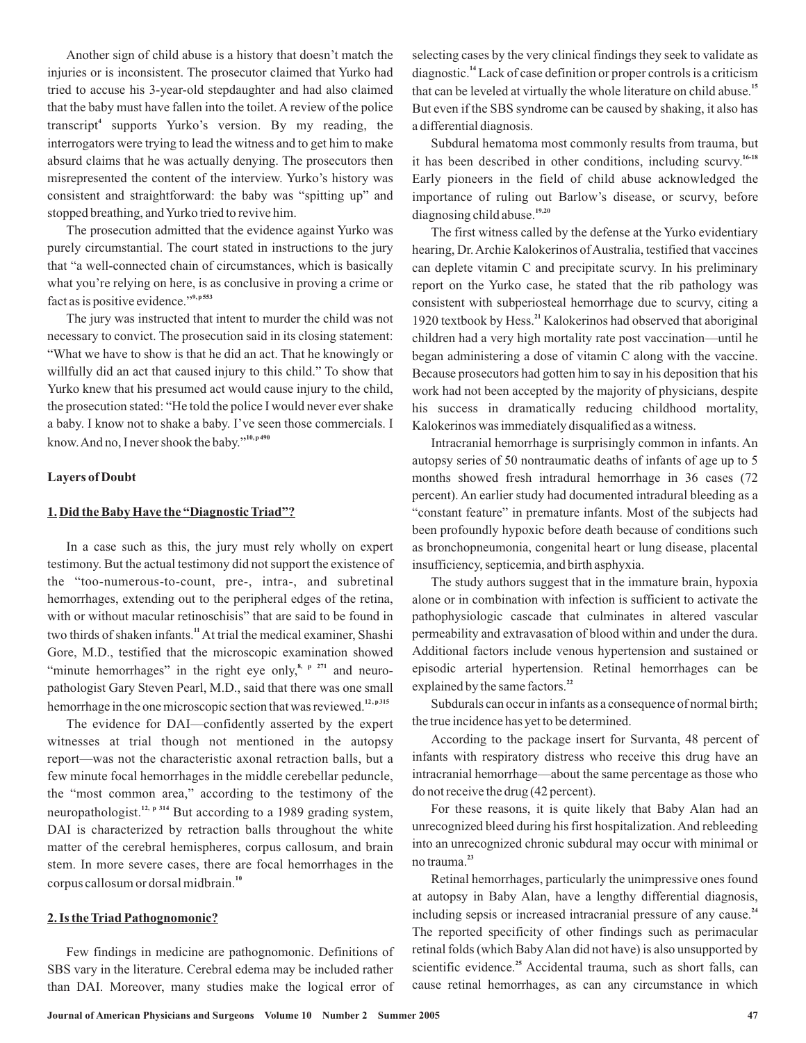Another sign of child abuse is a history that doesn't match the injuries or is inconsistent. The prosecutor claimed that Yurko had tried to accuse his 3-year-old stepdaughter and had also claimed that the baby must have fallen into the toilet. A review of the police transcript[4] supports Yurko's version. By my reading, the interrogators were trying to lead the witness and to get him to make absurd claims that he was actually denying. The prosecutors then misrepresented the content of the interview. Yurko's history was consistent and straightforward: the baby was "spitting up" and stopped breathing, and Yurko tried to revive him.

The prosecution admitted that the evidence against Yurko was purely circumstantial. The court stated in instructions to the jury that "a well-connected chain of circumstances, which is basically what you're relying on here, is as conclusive in proving a crime or fact as is positive evidence."[9, p 553]

The jury was instructed that intent to murder the child was not necessary to convict. The prosecution said in its closing statement: "What we have to show is that he did an act. That he knowingly or willfully did an act that caused injury to this child." To show that Yurko knew that his presumed act would cause injury to the child, the prosecution stated: "He told the police I would never ever shake a baby. I know not to shake a baby. I've seen those commercials. I know. And no, I never shook the baby."[10, p 490]

### Layers of Doubt

#### 1. Did the Baby Have the "Diagnostic Triad"?

In a case such as this, the jury must rely wholly on expert testimony. But the actual testimony did not support the existence of the "too-numerous-to-count, pre-, intra-, and subretinal hemorrhages, extending out to the peripheral edges of the retina, with or without macular retinoschisis" that are said to be found in two thirds of shaken infants.[11] At trial the medical examiner, Shashi Gore, M.D., testified that the microscopic examination showed "minute hemorrhages" in the right eye only,[8, p 271] and neuropathologist Gary Steven Pearl, M.D., said that there was one small hemorrhage in the one microscopic section that was reviewed.[12, p 315]

The evidence for DAI—confidently asserted by the expert witnesses at trial though not mentioned in the autopsy report—was not the characteristic axonal retraction balls, but a few minute focal hemorrhages in the middle cerebellar peduncle, the "most common area," according to the testimony of the neuropathologist.[12, p 314] But according to a 1989 grading system, DAI is characterized by retraction balls throughout the white matter of the cerebral hemispheres, corpus callosum, and brain stem. In more severe cases, there are focal hemorrhages in the corpus callosum or dorsal midbrain.[10]

#### 2. Is the Triad Pathognomonic?

Few findings in medicine are pathognomonic. Definitions of SBS vary in the literature. Cerebral edema may be included rather than DAI. Moreover, many studies make the logical error of selecting cases by the very clinical findings they seek to validate as diagnostic.[14] Lack of case definition or proper controls is a criticism that can be leveled at virtually the whole literature on child abuse.[15] But even if the SBS syndrome can be caused by shaking, it also has a differential diagnosis.

Subdural hematoma most commonly results from trauma, but it has been described in other conditions, including scurvy.[16-18] Early pioneers in the field of child abuse acknowledged the importance of ruling out Barlow's disease, or scurvy, before diagnosing child abuse.[19,20]

The first witness called by the defense at the Yurko evidentiary hearing, Dr. Archie Kalokerinos of Australia, testified that vaccines can deplete vitamin C and precipitate scurvy. In his preliminary report on the Yurko case, he stated that the rib pathology was consistent with subperiosteal hemorrhage due to scurvy, citing a 1920 textbook by Hess.[21] Kalokerinos had observed that aboriginal children had a very high mortality rate post vaccination—until he began administering a dose of vitamin C along with the vaccine. Because prosecutors had gotten him to say in his deposition that his work had not been accepted by the majority of physicians, despite his success in dramatically reducing childhood mortality, Kalokerinos was immediately disqualified as a witness.

Intracranial hemorrhage is surprisingly common in infants. An autopsy series of 50 nontraumatic deaths of infants of age up to 5 months showed fresh intradural hemorrhage in 36 cases (72 percent). An earlier study had documented intradural bleeding as a "constant feature" in premature infants. Most of the subjects had been profoundly hypoxic before death because of conditions such as bronchopneumonia, congenital heart or lung disease, placental insufficiency, septicemia, and birth asphyxia.

The study authors suggest that in the immature brain, hypoxia alone or in combination with infection is sufficient to activate the pathophysiologic cascade that culminates in altered vascular permeability and extravasation of blood within and under the dura. Additional factors include venous hypertension and sustained or episodic arterial hypertension. Retinal hemorrhages can be explained by the same factors.[22]

Subdurals can occur in infants as a consequence of normal birth; the true incidence has yet to be determined.

According to the package insert for Survanta, 48 percent of infants with respiratory distress who receive this drug have an intracranial hemorrhage—about the same percentage as those who do not receive the drug (42 percent).

For these reasons, it is quite likely that Baby Alan had an unrecognized bleed during his first hospitalization. And rebleeding into an unrecognized chronic subdural may occur with minimal or no trauma.[23]

Retinal hemorrhages, particularly the unimpressive ones found at autopsy in Baby Alan, have a lengthy differential diagnosis, including sepsis or increased intracranial pressure of any cause.[24] The reported specificity of other findings such as perimacular retinal folds (which Baby Alan did not have) is also unsupported by scientific evidence.[25] Accidental trauma, such as short falls, can cause retinal hemorrhages, as can any circumstance in which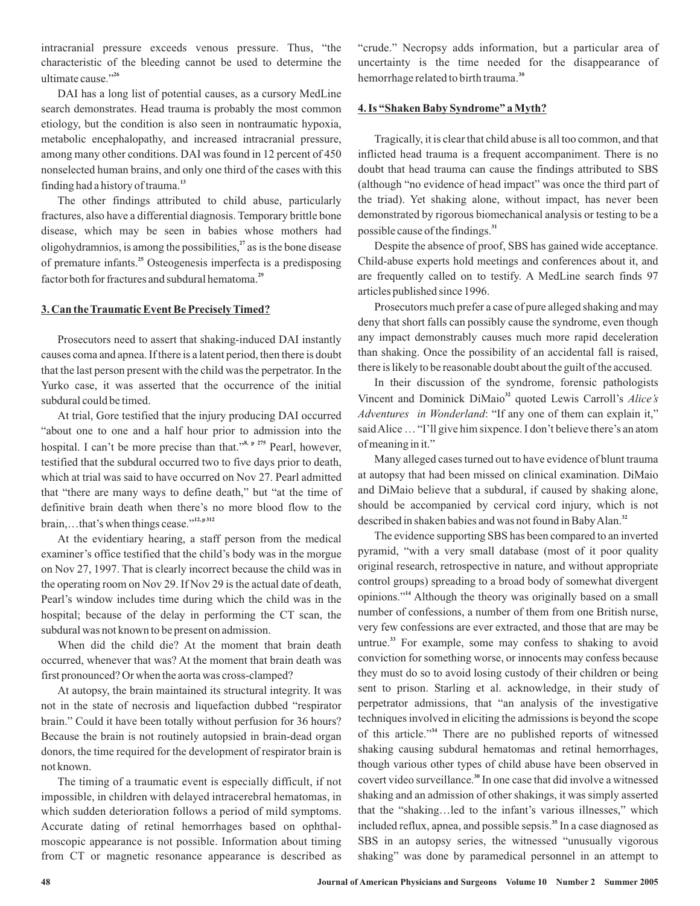intracranial pressure exceeds venous pressure. Thus, "the characteristic of the bleeding cannot be used to determine the ultimate cause."[26]

DAI has a long list of potential causes, as a cursory MedLine search demonstrates. Head trauma is probably the most common etiology, but the condition is also seen in nontraumatic hypoxia, metabolic encephalopathy, and increased intracranial pressure, among many other conditions. DAI was found in 12 percent of 450 nonselected human brains, and only one third of the cases with this finding had a history of trauma.[13]

The other findings attributed to child abuse, particularly fractures, also have a differential diagnosis. Temporary brittle bone disease, which may be seen in babies whose mothers had oligohydramnios, is among the possibilities,[27] as is the bone disease of premature infants.[25] Osteogenesis imperfecta is a predisposing factor both for fractures and subdural hematoma.[29]

## 3. Can the Traumatic Event Be Precisely Timed?

Prosecutors need to assert that shaking-induced DAI instantly causes coma and apnea. If there is a latent period, then there is doubt that the last person present with the child was the perpetrator. In the Yurko case, it was asserted that the occurrence of the initial subdural could be timed.

At trial, Gore testified that the injury producing DAI occurred "about one to one and a half hour prior to admission into the hospital. I can't be more precise than that."[8, p 275] Pearl, however, testified that the subdural occurred two to five days prior to death, which at trial was said to have occurred on Nov 27. Pearl admitted that "there are many ways to define death," but "at the time of definitive brain death when there's no more blood flow to the brain,…that's when things cease."[12, p 312]

At the evidentiary hearing, a staff person from the medical examiner's office testified that the child's body was in the morgue on Nov 27, 1997. That is clearly incorrect because the child was in the operating room on Nov 29. If Nov 29 is the actual date of death, Pearl's window includes time during which the child was in the hospital; because of the delay in performing the CT scan, the subdural was not known to be present on admission.

When did the child die? At the moment that brain death occurred, whenever that was? At the moment that brain death was first pronounced? Or when the aorta was cross-clamped?

At autopsy, the brain maintained its structural integrity. It was not in the state of necrosis and liquefaction dubbed "respirator brain." Could it have been totally without perfusion for 36 hours? Because the brain is not routinely autopsied in brain-dead organ donors, the time required for the development of respirator brain is not known.

The timing of a traumatic event is especially difficult, if not impossible, in children with delayed intracerebral hematomas, in which sudden deterioration follows a period of mild symptoms. Accurate dating of retinal hemorrhages based on ophthalmoscopic appearance is not possible. Information about timing from CT or magnetic resonance appearance is described as "crude." Necropsy adds information, but a particular area of uncertainty is the time needed for the disappearance of hemorrhage related to birth trauma.[30]

## 4. Is "Shaken Baby Syndrome" a Myth?

Tragically, it is clear that child abuse is all too common, and that inflicted head trauma is a frequent accompaniment. There is no doubt that head trauma can cause the findings attributed to SBS (although "no evidence of head impact" was once the third part of the triad). Yet shaking alone, without impact, has never been demonstrated by rigorous biomechanical analysis or testing to be a possible cause of the findings.[31]

Despite the absence of proof, SBS has gained wide acceptance. Child-abuse experts hold meetings and conferences about it, and are frequently called on to testify. A MedLine search finds 97 articles published since 1996.

Prosecutors much prefer a case of pure alleged shaking and may deny that short falls can possibly cause the syndrome, even though any impact demonstrably causes much more rapid deceleration than shaking. Once the possibility of an accidental fall is raised, there is likely to be reasonable doubt about the guilt of the accused.

In their discussion of the syndrome, forensic pathologists Vincent and Dominick DiMaio[32] quoted Lewis Carroll's *Alice's Adventures in Wonderland*: "If any one of them can explain it," said Alice … "I'll give him sixpence. I don't believe there's an atom of meaning in it."

Many alleged cases turned out to have evidence of blunt trauma at autopsy that had been missed on clinical examination. DiMaio and DiMaio believe that a subdural, if caused by shaking alone, should be accompanied by cervical cord injury, which is not described in shaken babies and was not found in Baby Alan.[32]

The evidence supporting SBS has been compared to an inverted pyramid, "with a very small database (most of it poor quality original research, retrospective in nature, and without appropriate control groups) spreading to a broad body of somewhat divergent opinions."[14] Although the theory was originally based on a small number of confessions, a number of them from one British nurse, very few confessions are ever extracted, and those that are may be untrue.[33] For example, some may confess to shaking to avoid conviction for something worse, or innocents may confess because they must do so to avoid losing custody of their children or being sent to prison. Starling et al. acknowledge, in their study of perpetrator admissions, that "an analysis of the investigative techniques involved in eliciting the admissions is beyond the scope of this article."[34] There are no published reports of witnessed shaking causing subdural hematomas and retinal hemorrhages, though various other types of child abuse have been observed in covert video surveillance.[30] In one case that did involve a witnessed shaking and an admission of other shakings, it was simply asserted that the "shaking…led to the infant's various illnesses," which included reflux, apnea, and possible sepsis.[35] In a case diagnosed as SBS in an autopsy series, the witnessed "unusually vigorous shaking" was done by paramedical personnel in an attempt to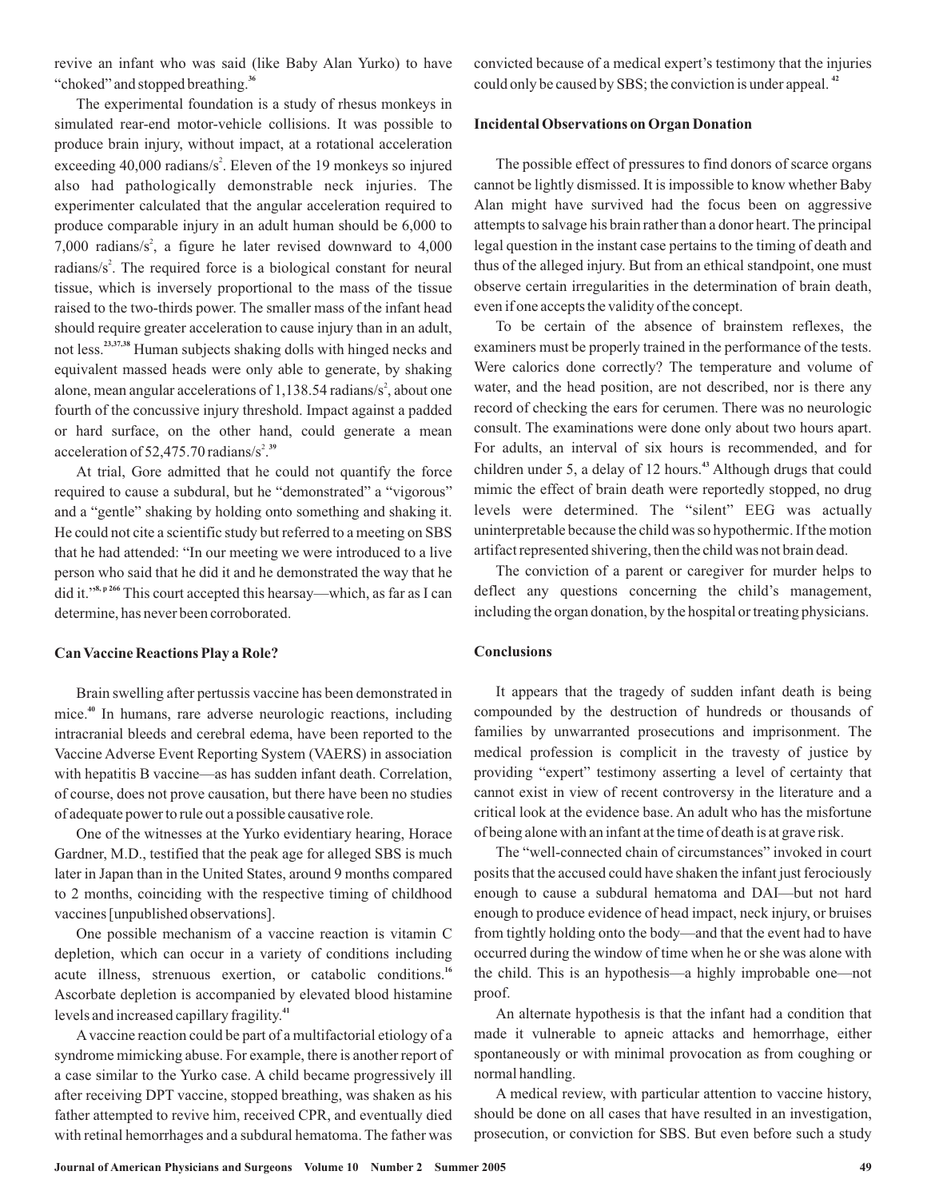revive an infant who was said (like Baby Alan Yurko) to have "choked" and stopped breathing.[36]

The experimental foundation is a study of rhesus monkeys in simulated rear-end motor-vehicle collisions. It was possible to produce brain injury, without impact, at a rotational acceleration exceeding 40,000 radians/s$^2$. Eleven of the 19 monkeys so injured also had pathologically demonstrable neck injuries. The experimenter calculated that the angular acceleration required to produce comparable injury in an adult human should be 6,000 to 7,000 radians/s$^2$, a figure he later revised downward to 4,000 radians/s$^2$. The required force is a biological constant for neural tissue, which is inversely proportional to the mass of the tissue raised to the two-thirds power. The smaller mass of the infant head should require greater acceleration to cause injury than in an adult, not less.[23,37,38] Human subjects shaking dolls with hinged necks and equivalent massed heads were only able to generate, by shaking alone, mean angular accelerations of 1,138.54 radians/s$^2$, about one fourth of the concussive injury threshold. Impact against a padded or hard surface, on the other hand, could generate a mean acceleration of 52,475.70 radians/s$^2$.[39]

At trial, Gore admitted that he could not quantify the force required to cause a subdural, but he "demonstrated" a "vigorous" and a "gentle" shaking by holding onto something and shaking it. He could not cite a scientific study but referred to a meeting on SBS that he had attended: "In our meeting we were introduced to a live person who said that he did it and he demonstrated the way that he did it."[8, p 266] This court accepted this hearsay—which, as far as I can determine, has never been corroborated.

### Can Vaccine Reactions Play a Role?

Brain swelling after pertussis vaccine has been demonstrated in mice.[40] In humans, rare adverse neurologic reactions, including intracranial bleeds and cerebral edema, have been reported to the Vaccine Adverse Event Reporting System (VAERS) in association with hepatitis B vaccine—as has sudden infant death. Correlation, of course, does not prove causation, but there have been no studies of adequate power to rule out a possible causative role.

One of the witnesses at the Yurko evidentiary hearing, Horace Gardner, M.D., testified that the peak age for alleged SBS is much later in Japan than in the United States, around 9 months compared to 2 months, coinciding with the respective timing of childhood vaccines [unpublished observations].

One possible mechanism of a vaccine reaction is vitamin C depletion, which can occur in a variety of conditions including acute illness, strenuous exertion, or catabolic conditions.[16] Ascorbate depletion is accompanied by elevated blood histamine levels and increased capillary fragility.[41]

A vaccine reaction could be part of a multifactorial etiology of a syndrome mimicking abuse. For example, there is another report of a case similar to the Yurko case. A child became progressively ill after receiving DPT vaccine, stopped breathing, was shaken as his father attempted to revive him, received CPR, and eventually died with retinal hemorrhages and a subdural hematoma. The father was convicted because of a medical expert's testimony that the injuries could only be caused by SBS; the conviction is under appeal.[42]

### Incidental Observations on Organ Donation

The possible effect of pressures to find donors of scarce organs cannot be lightly dismissed. It is impossible to know whether Baby Alan might have survived had the focus been on aggressive attempts to salvage his brain rather than a donor heart. The principal legal question in the instant case pertains to the timing of death and thus of the alleged injury. But from an ethical standpoint, one must observe certain irregularities in the determination of brain death, even if one accepts the validity of the concept.

To be certain of the absence of brainstem reflexes, the examiners must be properly trained in the performance of the tests. Were calorics done correctly? The temperature and volume of water, and the head position, are not described, nor is there any record of checking the ears for cerumen. There was no neurologic consult. The examinations were done only about two hours apart. For adults, an interval of six hours is recommended, and for children under 5, a delay of 12 hours.[43] Although drugs that could mimic the effect of brain death were reportedly stopped, no drug levels were determined. The "silent" EEG was actually uninterpretable because the child was so hypothermic. If the motion artifact represented shivering, then the child was not brain dead.

The conviction of a parent or caregiver for murder helps to deflect any questions concerning the child's management, including the organ donation, by the hospital or treating physicians.

### Conclusions

It appears that the tragedy of sudden infant death is being compounded by the destruction of hundreds or thousands of families by unwarranted prosecutions and imprisonment. The medical profession is complicit in the travesty of justice by providing "expert" testimony asserting a level of certainty that cannot exist in view of recent controversy in the literature and a critical look at the evidence base. An adult who has the misfortune of being alone with an infant at the time of death is at grave risk.

The "well-connected chain of circumstances" invoked in court posits that the accused could have shaken the infant just ferociously enough to cause a subdural hematoma and DAI—but not hard enough to produce evidence of head impact, neck injury, or bruises from tightly holding onto the body—and that the event had to have occurred during the window of time when he or she was alone with the child. This is an hypothesis—a highly improbable one—not proof.

An alternate hypothesis is that the infant had a condition that made it vulnerable to apneic attacks and hemorrhage, either spontaneously or with minimal provocation as from coughing or normal handling.

A medical review, with particular attention to vaccine history, should be done on all cases that have resulted in an investigation, prosecution, or conviction for SBS. But even before such a study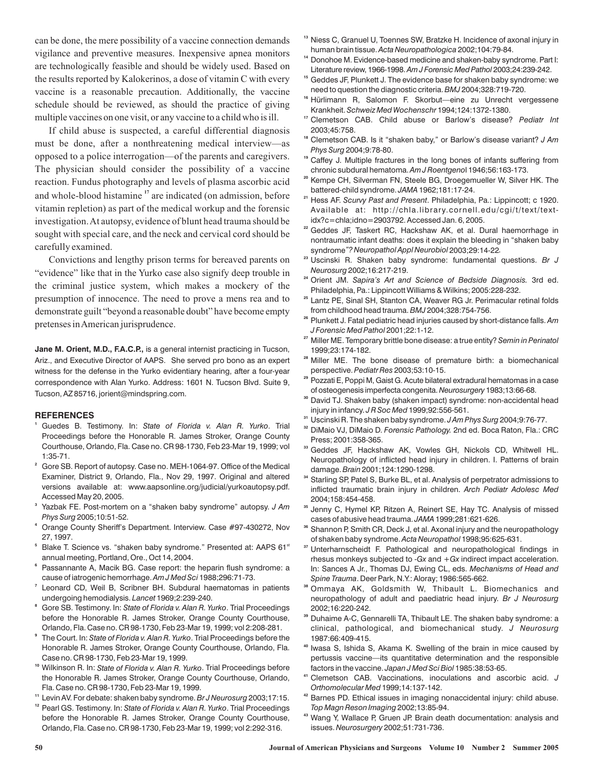can be done, the mere possibility of a vaccine connection demands vigilance and preventive measures. Inexpensive apnea monitors are technologically feasible and should be widely used. Based on the results reported by Kalokerinos, a dose of vitamin C with every vaccine is a reasonable precaution. Additionally, the vaccine schedule should be reviewed, as should the practice of giving multiple vaccines on one visit, or any vaccine to a child who is ill.

If child abuse is suspected, a careful differential diagnosis must be done, after a nonthreatening medical interview—as opposed to a police interrogation—of the parents and caregivers. The physician should consider the possibility of a vaccine reaction. Fundus photography and levels of plasma ascorbic acid and whole-blood histamine [17] are indicated (on admission, before vitamin repletion) as part of the medical workup and the forensic investigation. At autopsy, evidence of blunt head trauma should be sought with special care, and the neck and cervical cord should be carefully examined.

Convictions and lengthy prison terms for bereaved parents on "evidence" like that in the Yurko case also signify deep trouble in the criminal justice system, which makes a mockery of the presumption of innocence. The need to prove a mens rea and to demonstrate guilt "beyond a reasonable doubt" have become empty pretenses in American jurisprudence.

**Jane M. Orient, M.D., F.A.C.P.,** is a general internist practicing in Tucson, Ariz., and Executive Director of AAPS. She served pro bono as an expert witness for the defense in the Yurko evidentiary hearing, after a four-year correspondence with Alan Yurko. Address: 1601 N. Tucson Blvd. Suite 9, Tucson, AZ 85716, jorient@mindspring.com.

## REFERENCES

1. Guedes B. Testimony. In: *State of Florida v. Alan R. Yurko*. Trial Proceedings before the Honorable R. James Stroker, Orange County Courthouse, Orlando, Fla. Case no. CR 98-1730, Feb 23-Mar 19, 1999; vol 1:35-71.
2. Gore SB. Report of autopsy. Case no. MEH-1064-97. Office of the Medical Examiner, District 9, Orlando, Fla., Nov 29, 1997. Original and altered versions available at: www.aapsonline.org/judicial/yurkoautopsy.pdf. Accessed May 20, 2005.
3. Yazbak FE. Post-mortem on a "shaken baby syndrome" autopsy. *J Am Phys Surg* 2005;10:51-52.
4. Orange County Sheriff's Department. Interview. Case #97-430272, Nov 27, 1997.
5. Blake T. Science vs. "shaken baby syndrome." Presented at: AAPS 61st annual meeting, Portland, Ore., Oct 14, 2004.
6. Passannante A, Macik BG. Case report: the heparin flush syndrome: a cause of iatrogenic hemorrhage. *Am J Med Sci* 1988;296:71-73.
7. Leonard CD, Weil B, Scribner BH. Subdural haematomas in patients undergoing hemodialysis. *Lancet* 1969;2:239-240.
8. Gore SB. Testimony. In: *State of Florida v. Alan R. Yurko*. Trial Proceedings before the Honorable R. James Stroker, Orange County Courthouse, Orlando, Fla. Case no. CR 98-1730, Feb 23-Mar 19, 1999; vol 2:208-281.
9. The Court. In: *State of Florida v. Alan R. Yurko*. Trial Proceedings before the Honorable R. James Stroker, Orange County Courthouse, Orlando, Fla. Case no. CR 98-1730, Feb 23-Mar 19, 1999.
10. Wilkinson R. In: *State of Florida v. Alan R. Yurko*. Trial Proceedings before the Honorable R. James Stroker, Orange County Courthouse, Orlando, Fla. Case no. CR 98-1730, Feb 23-Mar 19, 1999.
11. Levin AV. For debate: shaken baby syndrome. *Br J Neurosurg* 2003;17:15.
12. Pearl GS. Testimony. In: *State of Florida v. Alan R. Yurko*. Trial Proceedings before the Honorable R. James Stroker, Orange County Courthouse, Orlando, Fla. Case no. CR 98-1730, Feb 23-Mar 19, 1999; vol 2:292-316.
13. Niess C, Granuel U, Toennes SW, Bratzke H. Incidence of axonal injury in human brain tissue. *Acta Neuropathologica* 2002;104:79-84.
14. Donohoe M. Evidence-based medicine and shaken-baby syndrome. Part I: Literature review, 1966-1998. *Am J Forensic Med Pathol* 2003;24:239-242.
15. Geddes JF, Plunkett J. The evidence base for shaken baby syndrome: we need to question the diagnostic criteria. *BMJ* 2004;328:719-720.
16. Hürlimann R, Salomon F. Skorbut—eine zu Unrecht vergessene Krankheit. *Schweiz Med Wochenschr* 1994;124:1372-1380.
17. Clemetson CAB. Child abuse or Barlow's disease? *Pediatr Int* 2003;45:758.
18. Clemetson CAB. Is it "shaken baby," or Barlow's disease variant? *J Am Phys Surg* 2004;9:78-80.
19. Caffey J. Multiple fractures in the long bones of infants suffering from chronic subdural hematoma. *Am J Roentgenol* 1946;56:163-173.
20. Kempe CH, Silverman FN, Steele BG, Droegemueller W, Silver HK. The battered-child syndrome. *JAMA* 1962;181:17-24.
21. Hess AF. *Scurvy Past and Present*. Philadelphia, Pa.: Lippincott; c 1920. Available at: http://chla.library.cornell.edu/cgi/t/text/text-idx?c=chla;idno=2903792. Accessed Jan. 6, 2005.
22. Geddes JF, Taskert RC, Hackshaw AK, et al. Dural haemorrhage in nontraumatic infant deaths: does it explain the bleeding in "shaken baby syndrome"? *Neuropathol Appl Neurobiol* 2003;29:14-22.
23. Uscinski R. Shaken baby syndrome: fundamental questions. *Br J Neurosurg* 2002;16:217-219.
24. Orient JM. *Sapira's Art and Science of Bedside Diagnosis.* 3rd ed. Philadelphia, Pa.: Lippincott Williams & Wilkins; 2005:228-232.
25. Lantz PE, Sinal SH, Stanton CA, Weaver RG Jr. Perimacular retinal folds from childhood head trauma. *BMJ* 2004;328:754-756.
26. Plunkett J. Fatal pediatric head injuries caused by short-distance falls. *Am J Forensic Med Pathol* 2001;22:1-12.
27. Miller ME. Temporary brittle bone disease: a true entity? *Semin in Perinatol* 1999;23:174-182.
28. Miller ME. The bone disease of premature birth: a biomechanical perspective. *Pediatr Res* 2003;53:10-15.
29. Pozzati E, Poppi M, Gaist G. Acute bilateral extradural hematomas in a case of osteogenesis imperfecta congenita. *Neurosurgery* 1983;13:66-68.
30. David TJ. Shaken baby (shaken impact) syndrome: non-accidental head injury in infancy. *J R Soc Med* 1999;92:556-561.
31. Uscinski R. The shaken baby syndrome. *J Am Phys Surg* 2004;9:76-77.
32. DiMaio VJ, DiMaio D. *Forensic Pathology.* 2nd ed. Boca Raton, Fla.: CRC Press; 2001:358-365.
33. Geddes JF, Hackshaw AK, Vowles GH, Nickols CD, Whitwell HL. Neuropathology of inflicted head injury in children. I. Patterns of brain damage. *Brain* 2001;124:1290-1298.
34. Starling SP, Patel S, Burke BL, et al. Analysis of perpetrator admissions to inflicted traumatic brain injury in children. *Arch Pediatr Adolesc Med* 2004;158:454-458.
35. Jenny C, Hymel KP, Ritzen A, Reinert SE, Hay TC. Analysis of missed cases of abusive head trauma. *JAMA* 1999;281:621-626.
36. Shannon P, Smith CR, Deck J, et al. Axonal injury and the neuropathology of shaken baby syndrome. *Acta Neuropathol* 1998;95:625-631.
37. Unterharnscheidt F. Pathological and neuropathological findings in rhesus monkeys subjected to $-Gx$ and $+Gx$ indirect impact acceleration. In: Sances A Jr., Thomas DJ, Ewing CL, eds. *Mechanisms of Head and Spine Trauma*. Deer Park, N.Y.: Aloray; 1986:565-662.
38. Ommaya AK, Goldsmith W, Thibault L. Biomechanics and neuropathology of adult and paediatric head injury. *Br J Neurosurg* 2002;16:220-242.
39. Duhaime A-C, Gennarelli TA, Thibault LE. The shaken baby syndrome: a clinical, pathological, and biomechanical study. *J Neurosurg* 1987:66:409-415.
40. Iwasa S, Ishida S, Akama K. Swelling of the brain in mice caused by pertussis vaccine—its quantitative determination and the responsible factors in the vaccine. *Japan J Med Sci Biol* 1985:38:53-65.
41. Clemetson CAB. Vaccinations, inoculations and ascorbic acid. *J Orthomolecular Med* 1999;14:137-142.
42. Barnes PD. Ethical issues in imaging nonaccidental injury: child abuse. *Top Magn Reson Imaging* 2002;13:85-94.
43. Wang Y, Wallace P, Gruen JP. Brain death documentation: analysis and issues. *Neurosurgery* 2002;51:731-736.